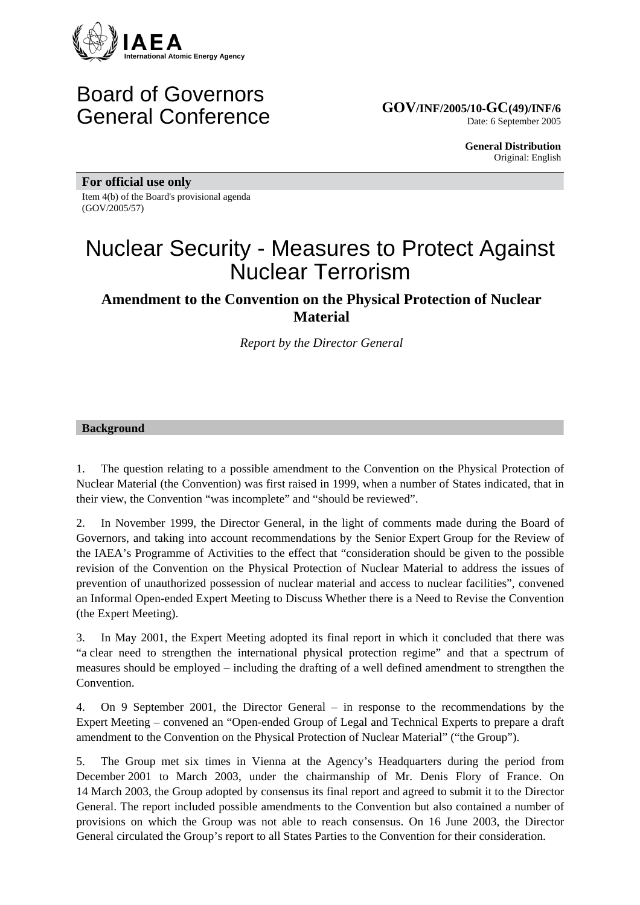IAEA
International Atomic Energy Agency

Board of Governors
General Conference

**GOV/INF/2005/10-GC(49)/INF/6**
Date: 6 September 2005

**General Distribution**
Original: English

**For official use only**

Item 4(b) of the Board's provisional agenda
(GOV/2005/57)

# Nuclear Security - Measures to Protect Against Nuclear Terrorism

## Amendment to the Convention on the Physical Protection of Nuclear Material

*Report by the Director General*

### Background

1. The question relating to a possible amendment to the Convention on the Physical Protection of Nuclear Material (the Convention) was first raised in 1999, when a number of States indicated, that in their view, the Convention "was incomplete" and "should be reviewed".

2. In November 1999, the Director General, in the light of comments made during the Board of Governors, and taking into account recommendations by the Senior Expert Group for the Review of the IAEA's Programme of Activities to the effect that "consideration should be given to the possible revision of the Convention on the Physical Protection of Nuclear Material to address the issues of prevention of unauthorized possession of nuclear material and access to nuclear facilities", convened an Informal Open-ended Expert Meeting to Discuss Whether there is a Need to Revise the Convention (the Expert Meeting).

3. In May 2001, the Expert Meeting adopted its final report in which it concluded that there was "a clear need to strengthen the international physical protection regime" and that a spectrum of measures should be employed – including the drafting of a well defined amendment to strengthen the Convention.

4. On 9 September 2001, the Director General – in response to the recommendations by the Expert Meeting – convened an "Open-ended Group of Legal and Technical Experts to prepare a draft amendment to the Convention on the Physical Protection of Nuclear Material" ("the Group").

5. The Group met six times in Vienna at the Agency's Headquarters during the period from December 2001 to March 2003, under the chairmanship of Mr. Denis Flory of France. On 14 March 2003, the Group adopted by consensus its final report and agreed to submit it to the Director General. The report included possible amendments to the Convention but also contained a number of provisions on which the Group was not able to reach consensus. On 16 June 2003, the Director General circulated the Group's report to all States Parties to the Convention for their consideration.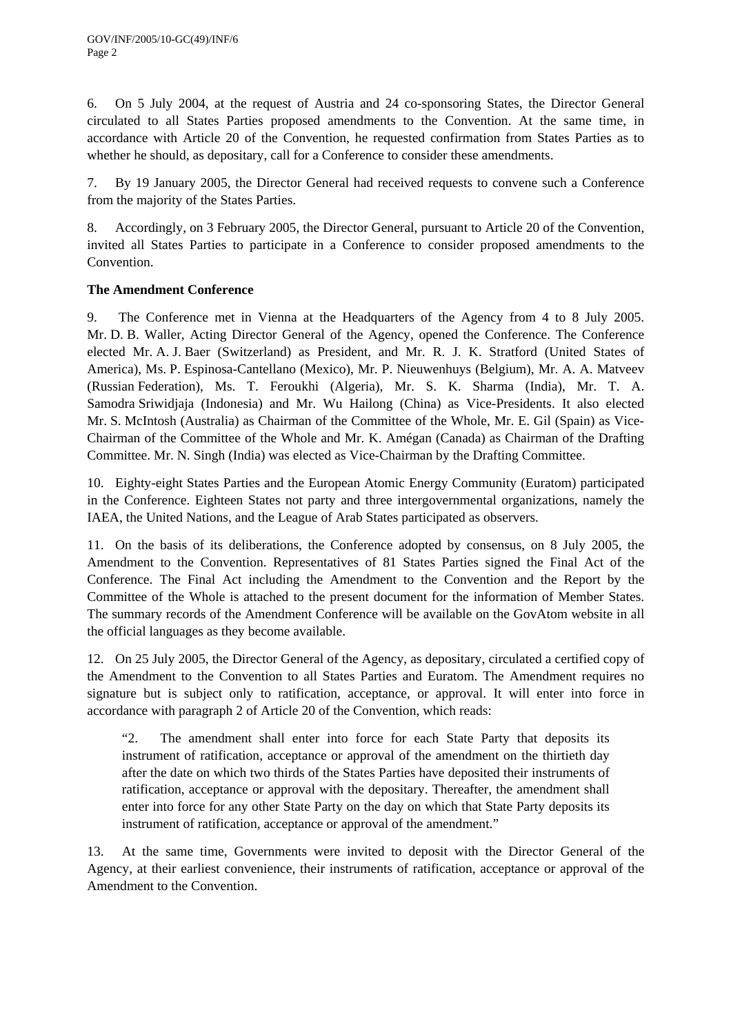6. On 5 July 2004, at the request of Austria and 24 co-sponsoring States, the Director General circulated to all States Parties proposed amendments to the Convention. At the same time, in accordance with Article 20 of the Convention, he requested confirmation from States Parties as to whether he should, as depositary, call for a Conference to consider these amendments.

7. By 19 January 2005, the Director General had received requests to convene such a Conference from the majority of the States Parties.

8. Accordingly, on 3 February 2005, the Director General, pursuant to Article 20 of the Convention, invited all States Parties to participate in a Conference to consider proposed amendments to the Convention.

**The Amendment Conference**

9. The Conference met in Vienna at the Headquarters of the Agency from 4 to 8 July 2005. Mr. D. B. Waller, Acting Director General of the Agency, opened the Conference. The Conference elected Mr. A. J. Baer (Switzerland) as President, and Mr. R. J. K. Stratford (United States of America), Ms. P. Espinosa-Cantellano (Mexico), Mr. P. Nieuwenhuys (Belgium), Mr. A. A. Matveev (Russian Federation), Ms. T. Feroukhi (Algeria), Mr. S. K. Sharma (India), Mr. T. A. Samodra Sriwidjaja (Indonesia) and Mr. Wu Hailong (China) as Vice-Presidents. It also elected Mr. S. McIntosh (Australia) as Chairman of the Committee of the Whole, Mr. E. Gil (Spain) as Vice-Chairman of the Committee of the Whole and Mr. K. Amégan (Canada) as Chairman of the Drafting Committee. Mr. N. Singh (India) was elected as Vice-Chairman by the Drafting Committee.

10. Eighty-eight States Parties and the European Atomic Energy Community (Euratom) participated in the Conference. Eighteen States not party and three intergovernmental organizations, namely the IAEA, the United Nations, and the League of Arab States participated as observers.

11. On the basis of its deliberations, the Conference adopted by consensus, on 8 July 2005, the Amendment to the Convention. Representatives of 81 States Parties signed the Final Act of the Conference. The Final Act including the Amendment to the Convention and the Report by the Committee of the Whole is attached to the present document for the information of Member States. The summary records of the Amendment Conference will be available on the GovAtom website in all the official languages as they become available.

12. On 25 July 2005, the Director General of the Agency, as depositary, circulated a certified copy of the Amendment to the Convention to all States Parties and Euratom. The Amendment requires no signature but is subject only to ratification, acceptance, or approval. It will enter into force in accordance with paragraph 2 of Article 20 of the Convention, which reads:

> "2. The amendment shall enter into force for each State Party that deposits its instrument of ratification, acceptance or approval of the amendment on the thirtieth day after the date on which two thirds of the States Parties have deposited their instruments of ratification, acceptance or approval with the depositary. Thereafter, the amendment shall enter into force for any other State Party on the day on which that State Party deposits its instrument of ratification, acceptance or approval of the amendment."

13. At the same time, Governments were invited to deposit with the Director General of the Agency, at their earliest convenience, their instruments of ratification, acceptance or approval of the Amendment to the Convention.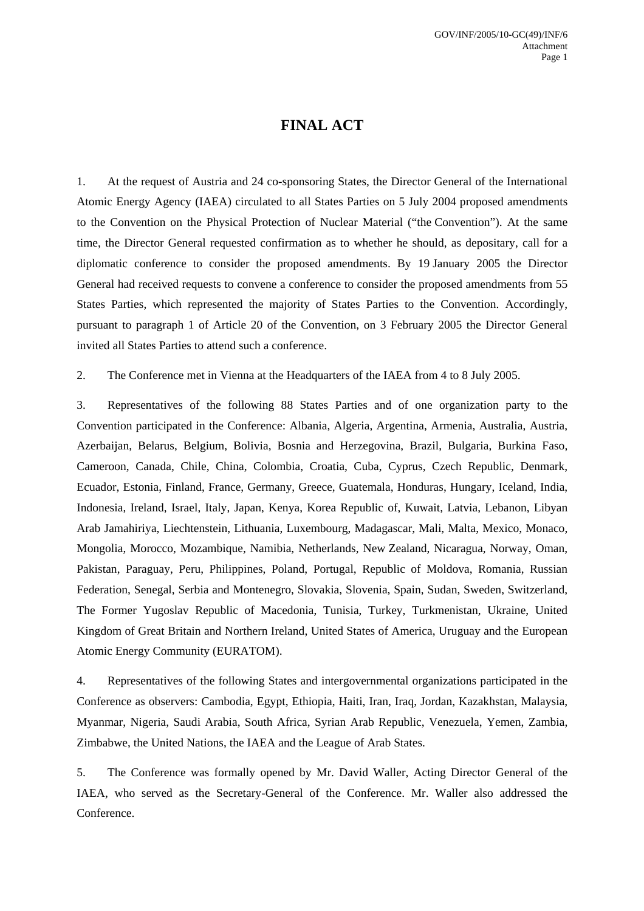# FINAL ACT

1. At the request of Austria and 24 co-sponsoring States, the Director General of the International Atomic Energy Agency (IAEA) circulated to all States Parties on 5 July 2004 proposed amendments to the Convention on the Physical Protection of Nuclear Material ("the Convention"). At the same time, the Director General requested confirmation as to whether he should, as depositary, call for a diplomatic conference to consider the proposed amendments. By 19 January 2005 the Director General had received requests to convene a conference to consider the proposed amendments from 55 States Parties, which represented the majority of States Parties to the Convention. Accordingly, pursuant to paragraph 1 of Article 20 of the Convention, on 3 February 2005 the Director General invited all States Parties to attend such a conference.

2. The Conference met in Vienna at the Headquarters of the IAEA from 4 to 8 July 2005.

3. Representatives of the following 88 States Parties and of one organization party to the Convention participated in the Conference: Albania, Algeria, Argentina, Armenia, Australia, Austria, Azerbaijan, Belarus, Belgium, Bolivia, Bosnia and Herzegovina, Brazil, Bulgaria, Burkina Faso, Cameroon, Canada, Chile, China, Colombia, Croatia, Cuba, Cyprus, Czech Republic, Denmark, Ecuador, Estonia, Finland, France, Germany, Greece, Guatemala, Honduras, Hungary, Iceland, India, Indonesia, Ireland, Israel, Italy, Japan, Kenya, Korea Republic of, Kuwait, Latvia, Lebanon, Libyan Arab Jamahiriya, Liechtenstein, Lithuania, Luxembourg, Madagascar, Mali, Malta, Mexico, Monaco, Mongolia, Morocco, Mozambique, Namibia, Netherlands, New Zealand, Nicaragua, Norway, Oman, Pakistan, Paraguay, Peru, Philippines, Poland, Portugal, Republic of Moldova, Romania, Russian Federation, Senegal, Serbia and Montenegro, Slovakia, Slovenia, Spain, Sudan, Sweden, Switzerland, The Former Yugoslav Republic of Macedonia, Tunisia, Turkey, Turkmenistan, Ukraine, United Kingdom of Great Britain and Northern Ireland, United States of America, Uruguay and the European Atomic Energy Community (EURATOM).

4. Representatives of the following States and intergovernmental organizations participated in the Conference as observers: Cambodia, Egypt, Ethiopia, Haiti, Iran, Iraq, Jordan, Kazakhstan, Malaysia, Myanmar, Nigeria, Saudi Arabia, South Africa, Syrian Arab Republic, Venezuela, Yemen, Zambia, Zimbabwe, the United Nations, the IAEA and the League of Arab States.

5. The Conference was formally opened by Mr. David Waller, Acting Director General of the IAEA, who served as the Secretary-General of the Conference. Mr. Waller also addressed the Conference.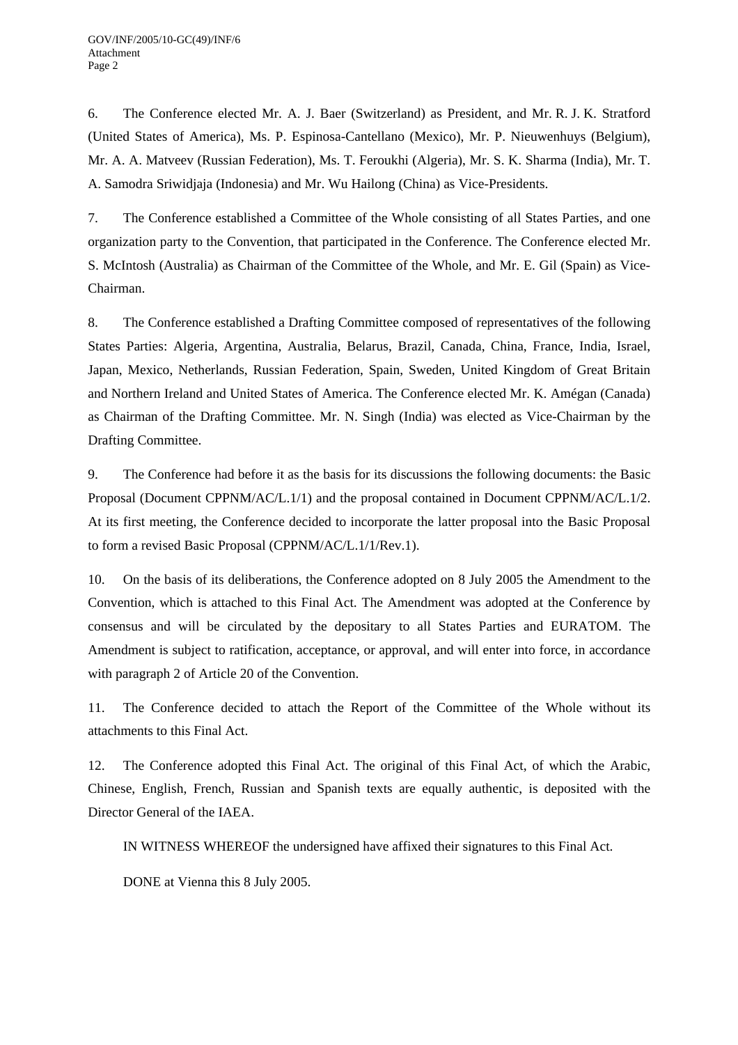6. The Conference elected Mr. A. J. Baer (Switzerland) as President, and Mr. R. J. K. Stratford (United States of America), Ms. P. Espinosa-Cantellano (Mexico), Mr. P. Nieuwenhuys (Belgium), Mr. A. A. Matveev (Russian Federation), Ms. T. Feroukhi (Algeria), Mr. S. K. Sharma (India), Mr. T. A. Samodra Sriwidjaja (Indonesia) and Mr. Wu Hailong (China) as Vice-Presidents.

7. The Conference established a Committee of the Whole consisting of all States Parties, and one organization party to the Convention, that participated in the Conference. The Conference elected Mr. S. McIntosh (Australia) as Chairman of the Committee of the Whole, and Mr. E. Gil (Spain) as Vice-Chairman.

8. The Conference established a Drafting Committee composed of representatives of the following States Parties: Algeria, Argentina, Australia, Belarus, Brazil, Canada, China, France, India, Israel, Japan, Mexico, Netherlands, Russian Federation, Spain, Sweden, United Kingdom of Great Britain and Northern Ireland and United States of America. The Conference elected Mr. K. Amégan (Canada) as Chairman of the Drafting Committee. Mr. N. Singh (India) was elected as Vice-Chairman by the Drafting Committee.

9. The Conference had before it as the basis for its discussions the following documents: the Basic Proposal (Document CPPNM/AC/L.1/1) and the proposal contained in Document CPPNM/AC/L.1/2. At its first meeting, the Conference decided to incorporate the latter proposal into the Basic Proposal to form a revised Basic Proposal (CPPNM/AC/L.1/1/Rev.1).

10. On the basis of its deliberations, the Conference adopted on 8 July 2005 the Amendment to the Convention, which is attached to this Final Act. The Amendment was adopted at the Conference by consensus and will be circulated by the depositary to all States Parties and EURATOM. The Amendment is subject to ratification, acceptance, or approval, and will enter into force, in accordance with paragraph 2 of Article 20 of the Convention.

11. The Conference decided to attach the Report of the Committee of the Whole without its attachments to this Final Act.

12. The Conference adopted this Final Act. The original of this Final Act, of which the Arabic, Chinese, English, French, Russian and Spanish texts are equally authentic, is deposited with the Director General of the IAEA.

IN WITNESS WHEREOF the undersigned have affixed their signatures to this Final Act.

DONE at Vienna this 8 July 2005.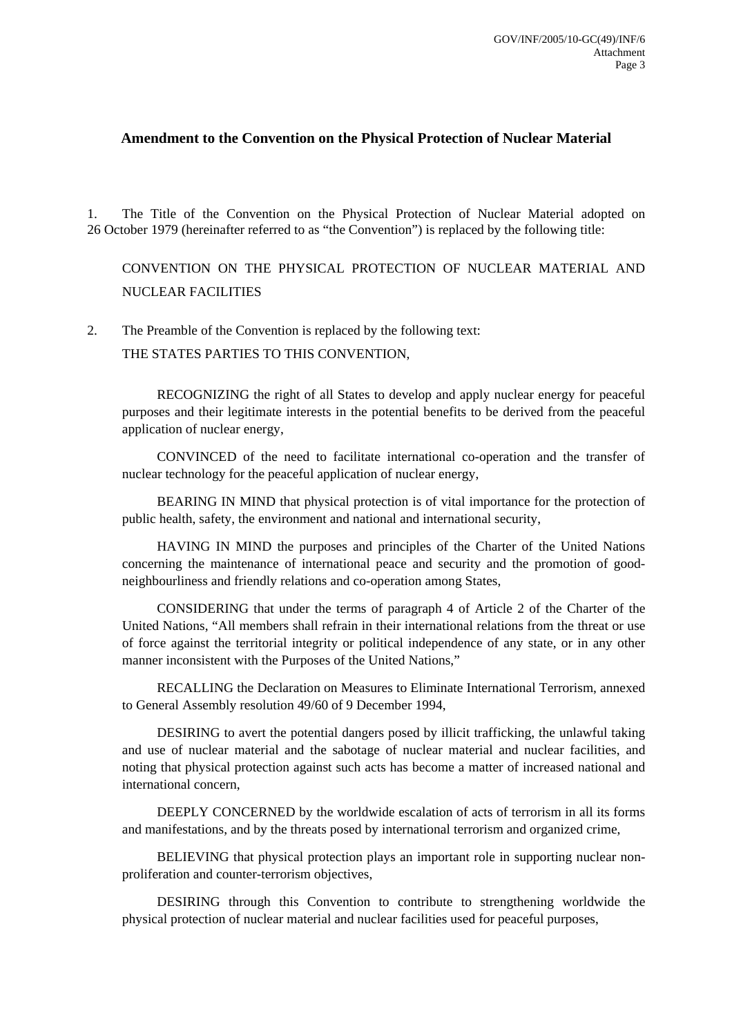## Amendment to the Convention on the Physical Protection of Nuclear Material

1. The Title of the Convention on the Physical Protection of Nuclear Material adopted on 26 October 1979 (hereinafter referred to as "the Convention") is replaced by the following title:

CONVENTION ON THE PHYSICAL PROTECTION OF NUCLEAR MATERIAL AND NUCLEAR FACILITIES

2. The Preamble of the Convention is replaced by the following text:

THE STATES PARTIES TO THIS CONVENTION,

RECOGNIZING the right of all States to develop and apply nuclear energy for peaceful purposes and their legitimate interests in the potential benefits to be derived from the peaceful application of nuclear energy,

CONVINCED of the need to facilitate international co-operation and the transfer of nuclear technology for the peaceful application of nuclear energy,

BEARING IN MIND that physical protection is of vital importance for the protection of public health, safety, the environment and national and international security,

HAVING IN MIND the purposes and principles of the Charter of the United Nations concerning the maintenance of international peace and security and the promotion of good-neighbourliness and friendly relations and co-operation among States,

CONSIDERING that under the terms of paragraph 4 of Article 2 of the Charter of the United Nations, "All members shall refrain in their international relations from the threat or use of force against the territorial integrity or political independence of any state, or in any other manner inconsistent with the Purposes of the United Nations,"

RECALLING the Declaration on Measures to Eliminate International Terrorism, annexed to General Assembly resolution 49/60 of 9 December 1994,

DESIRING to avert the potential dangers posed by illicit trafficking, the unlawful taking and use of nuclear material and the sabotage of nuclear material and nuclear facilities, and noting that physical protection against such acts has become a matter of increased national and international concern,

DEEPLY CONCERNED by the worldwide escalation of acts of terrorism in all its forms and manifestations, and by the threats posed by international terrorism and organized crime,

BELIEVING that physical protection plays an important role in supporting nuclear non-proliferation and counter-terrorism objectives,

DESIRING through this Convention to contribute to strengthening worldwide the physical protection of nuclear material and nuclear facilities used for peaceful purposes,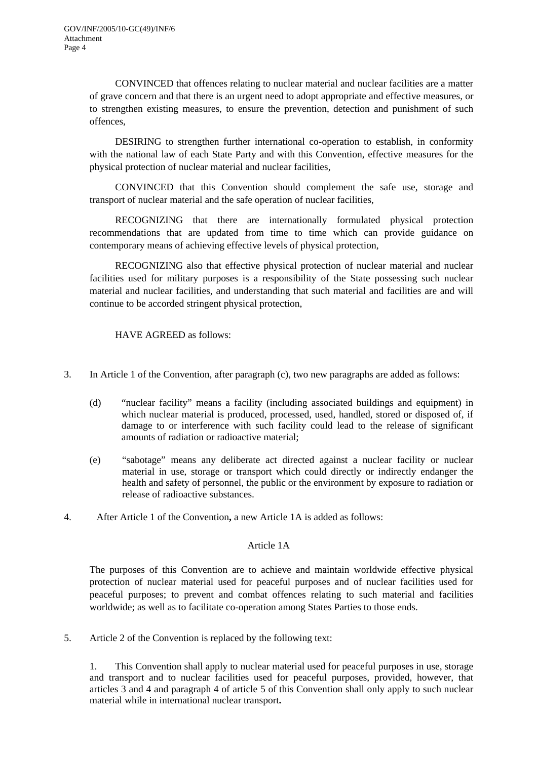CONVINCED that offences relating to nuclear material and nuclear facilities are a matter of grave concern and that there is an urgent need to adopt appropriate and effective measures, or to strengthen existing measures, to ensure the prevention, detection and punishment of such offences,

DESIRING to strengthen further international co-operation to establish, in conformity with the national law of each State Party and with this Convention, effective measures for the physical protection of nuclear material and nuclear facilities,

CONVINCED that this Convention should complement the safe use, storage and transport of nuclear material and the safe operation of nuclear facilities,

RECOGNIZING that there are internationally formulated physical protection recommendations that are updated from time to time which can provide guidance on contemporary means of achieving effective levels of physical protection,

RECOGNIZING also that effective physical protection of nuclear material and nuclear facilities used for military purposes is a responsibility of the State possessing such nuclear material and nuclear facilities, and understanding that such material and facilities are and will continue to be accorded stringent physical protection,

HAVE AGREED as follows:

3. In Article 1 of the Convention, after paragraph (c), two new paragraphs are added as follows:

(d) "nuclear facility" means a facility (including associated buildings and equipment) in which nuclear material is produced, processed, used, handled, stored or disposed of, if damage to or interference with such facility could lead to the release of significant amounts of radiation or radioactive material;

(e) "sabotage" means any deliberate act directed against a nuclear facility or nuclear material in use, storage or transport which could directly or indirectly endanger the health and safety of personnel, the public or the environment by exposure to radiation or release of radioactive substances.

4. After Article 1 of the Convention**,** a new Article 1A is added as follows:

Article 1A

The purposes of this Convention are to achieve and maintain worldwide effective physical protection of nuclear material used for peaceful purposes and of nuclear facilities used for peaceful purposes; to prevent and combat offences relating to such material and facilities worldwide; as well as to facilitate co-operation among States Parties to those ends.

5. Article 2 of the Convention is replaced by the following text:

1. This Convention shall apply to nuclear material used for peaceful purposes in use, storage and transport and to nuclear facilities used for peaceful purposes, provided, however, that articles 3 and 4 and paragraph 4 of article 5 of this Convention shall only apply to such nuclear material while in international nuclear transport**.**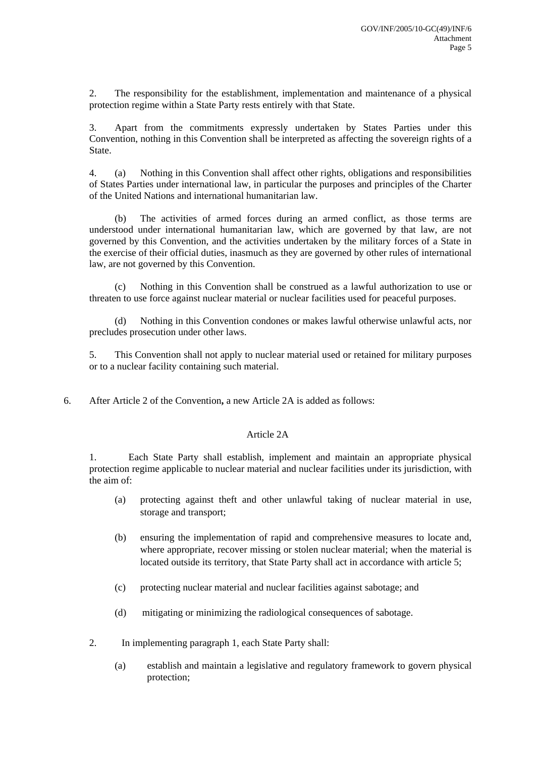2. The responsibility for the establishment, implementation and maintenance of a physical protection regime within a State Party rests entirely with that State.

3. Apart from the commitments expressly undertaken by States Parties under this Convention, nothing in this Convention shall be interpreted as affecting the sovereign rights of a State.

4. (a) Nothing in this Convention shall affect other rights, obligations and responsibilities of States Parties under international law, in particular the purposes and principles of the Charter of the United Nations and international humanitarian law.

(b) The activities of armed forces during an armed conflict, as those terms are understood under international humanitarian law, which are governed by that law, are not governed by this Convention, and the activities undertaken by the military forces of a State in the exercise of their official duties, inasmuch as they are governed by other rules of international law, are not governed by this Convention.

(c) Nothing in this Convention shall be construed as a lawful authorization to use or threaten to use force against nuclear material or nuclear facilities used for peaceful purposes.

(d) Nothing in this Convention condones or makes lawful otherwise unlawful acts, nor precludes prosecution under other laws.

5. This Convention shall not apply to nuclear material used or retained for military purposes or to a nuclear facility containing such material.

6. After Article 2 of the Convention**,** a new Article 2A is added as follows:

Article 2A

1. Each State Party shall establish, implement and maintain an appropriate physical protection regime applicable to nuclear material and nuclear facilities under its jurisdiction, with the aim of:

(a) protecting against theft and other unlawful taking of nuclear material in use, storage and transport;

(b) ensuring the implementation of rapid and comprehensive measures to locate and, where appropriate, recover missing or stolen nuclear material; when the material is located outside its territory, that State Party shall act in accordance with article 5;

(c) protecting nuclear material and nuclear facilities against sabotage; and

(d) mitigating or minimizing the radiological consequences of sabotage.

2. In implementing paragraph 1, each State Party shall:

(a) establish and maintain a legislative and regulatory framework to govern physical protection;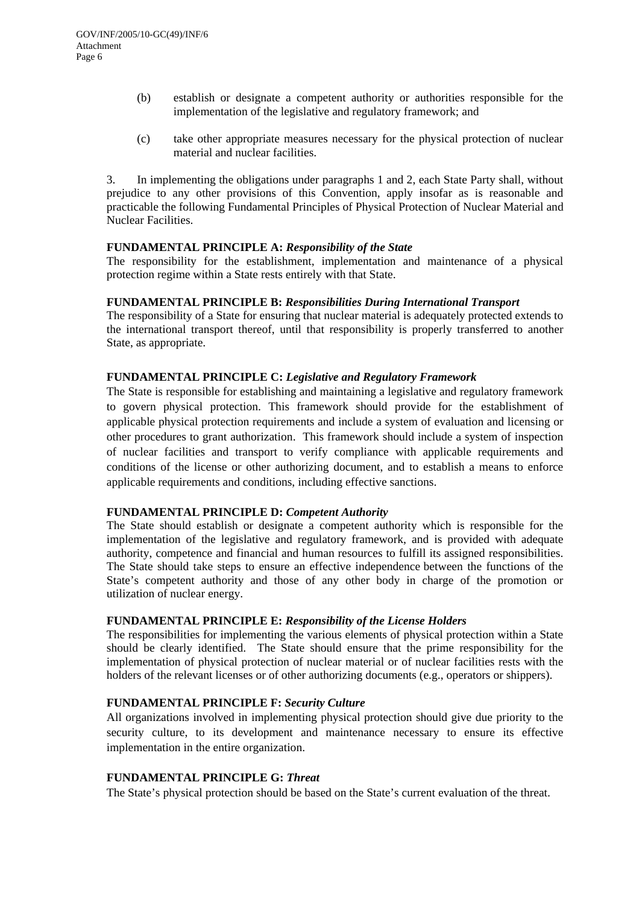(b) establish or designate a competent authority or authorities responsible for the implementation of the legislative and regulatory framework; and

(c) take other appropriate measures necessary for the physical protection of nuclear material and nuclear facilities.

3. In implementing the obligations under paragraphs 1 and 2, each State Party shall, without prejudice to any other provisions of this Convention, apply insofar as is reasonable and practicable the following Fundamental Principles of Physical Protection of Nuclear Material and Nuclear Facilities.

**FUNDAMENTAL PRINCIPLE A:** ***Responsibility of the State***
The responsibility for the establishment, implementation and maintenance of a physical protection regime within a State rests entirely with that State.

**FUNDAMENTAL PRINCIPLE B:** ***Responsibilities During International Transport***
The responsibility of a State for ensuring that nuclear material is adequately protected extends to the international transport thereof, until that responsibility is properly transferred to another State, as appropriate.

**FUNDAMENTAL PRINCIPLE C:** ***Legislative and Regulatory Framework***
The State is responsible for establishing and maintaining a legislative and regulatory framework to govern physical protection. This framework should provide for the establishment of applicable physical protection requirements and include a system of evaluation and licensing or other procedures to grant authorization. This framework should include a system of inspection of nuclear facilities and transport to verify compliance with applicable requirements and conditions of the license or other authorizing document, and to establish a means to enforce applicable requirements and conditions, including effective sanctions.

**FUNDAMENTAL PRINCIPLE D:** ***Competent Authority***
The State should establish or designate a competent authority which is responsible for the implementation of the legislative and regulatory framework, and is provided with adequate authority, competence and financial and human resources to fulfill its assigned responsibilities. The State should take steps to ensure an effective independence between the functions of the State's competent authority and those of any other body in charge of the promotion or utilization of nuclear energy.

**FUNDAMENTAL PRINCIPLE E:** ***Responsibility of the License Holders***
The responsibilities for implementing the various elements of physical protection within a State should be clearly identified. The State should ensure that the prime responsibility for the implementation of physical protection of nuclear material or of nuclear facilities rests with the holders of the relevant licenses or of other authorizing documents (e.g., operators or shippers).

**FUNDAMENTAL PRINCIPLE F:** ***Security Culture***
All organizations involved in implementing physical protection should give due priority to the security culture, to its development and maintenance necessary to ensure its effective implementation in the entire organization.

**FUNDAMENTAL PRINCIPLE G:** ***Threat***
The State's physical protection should be based on the State's current evaluation of the threat.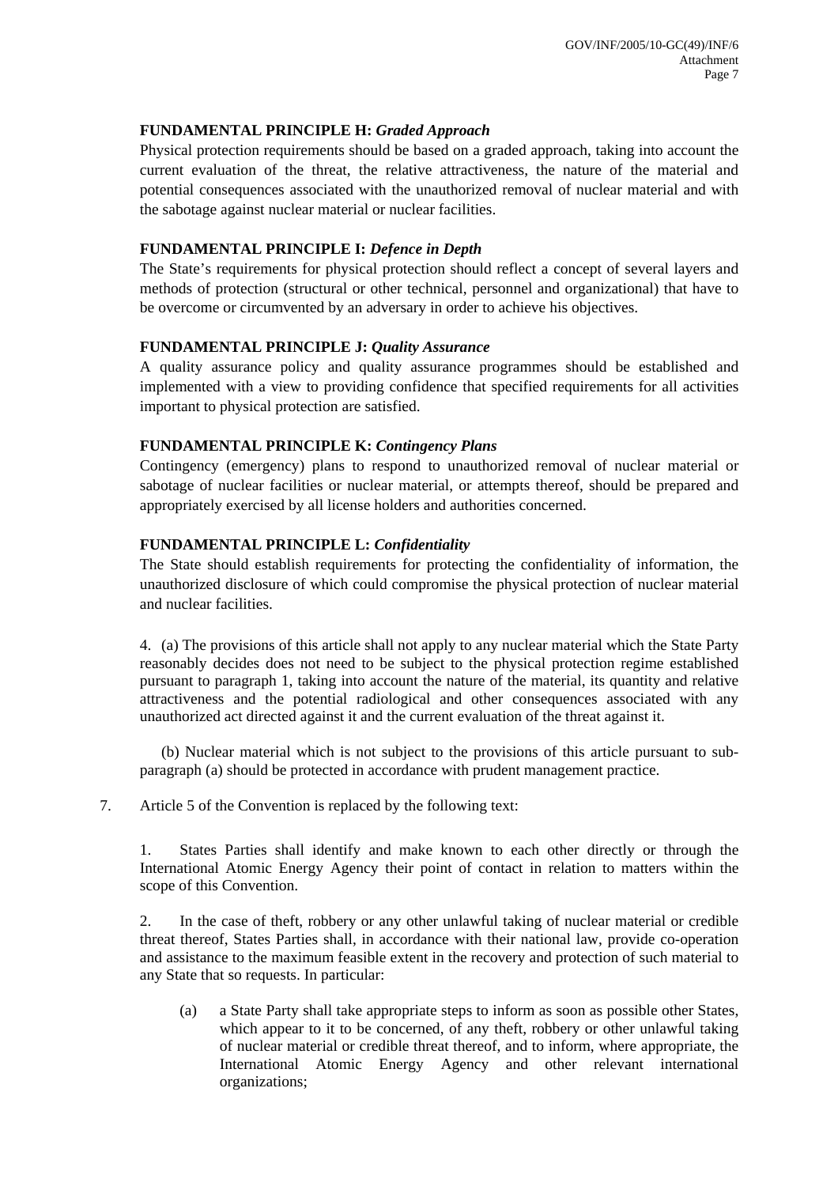**FUNDAMENTAL PRINCIPLE H:** ***Graded Approach***

Physical protection requirements should be based on a graded approach, taking into account the current evaluation of the threat, the relative attractiveness, the nature of the material and potential consequences associated with the unauthorized removal of nuclear material and with the sabotage against nuclear material or nuclear facilities.

**FUNDAMENTAL PRINCIPLE I:** ***Defence in Depth***

The State's requirements for physical protection should reflect a concept of several layers and methods of protection (structural or other technical, personnel and organizational) that have to be overcome or circumvented by an adversary in order to achieve his objectives.

**FUNDAMENTAL PRINCIPLE J:** ***Quality Assurance***

A quality assurance policy and quality assurance programmes should be established and implemented with a view to providing confidence that specified requirements for all activities important to physical protection are satisfied.

**FUNDAMENTAL PRINCIPLE K:** ***Contingency Plans***

Contingency (emergency) plans to respond to unauthorized removal of nuclear material or sabotage of nuclear facilities or nuclear material, or attempts thereof, should be prepared and appropriately exercised by all license holders and authorities concerned.

**FUNDAMENTAL PRINCIPLE L:** ***Confidentiality***

The State should establish requirements for protecting the confidentiality of information, the unauthorized disclosure of which could compromise the physical protection of nuclear material and nuclear facilities.

4. (a) The provisions of this article shall not apply to any nuclear material which the State Party reasonably decides does not need to be subject to the physical protection regime established pursuant to paragraph 1, taking into account the nature of the material, its quantity and relative attractiveness and the potential radiological and other consequences associated with any unauthorized act directed against it and the current evaluation of the threat against it.

(b) Nuclear material which is not subject to the provisions of this article pursuant to sub-paragraph (a) should be protected in accordance with prudent management practice.

7. Article 5 of the Convention is replaced by the following text:

1. States Parties shall identify and make known to each other directly or through the International Atomic Energy Agency their point of contact in relation to matters within the scope of this Convention.

2. In the case of theft, robbery or any other unlawful taking of nuclear material or credible threat thereof, States Parties shall, in accordance with their national law, provide co-operation and assistance to the maximum feasible extent in the recovery and protection of such material to any State that so requests. In particular:

(a) a State Party shall take appropriate steps to inform as soon as possible other States, which appear to it to be concerned, of any theft, robbery or other unlawful taking of nuclear material or credible threat thereof, and to inform, where appropriate, the International Atomic Energy Agency and other relevant international organizations;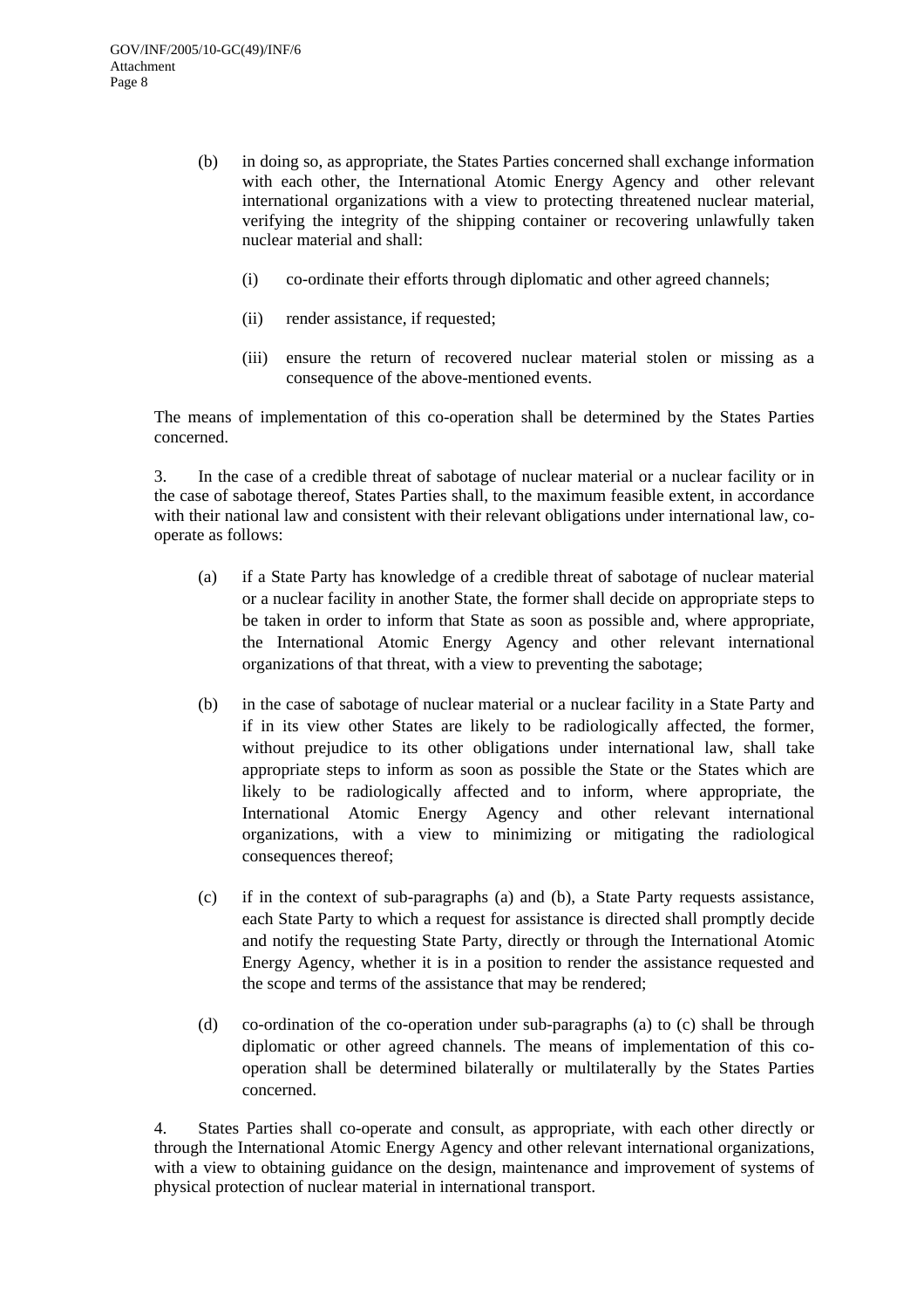(b) in doing so, as appropriate, the States Parties concerned shall exchange information with each other, the International Atomic Energy Agency and other relevant international organizations with a view to protecting threatened nuclear material, verifying the integrity of the shipping container or recovering unlawfully taken nuclear material and shall:

   (i) co-ordinate their efforts through diplomatic and other agreed channels;

   (ii) render assistance, if requested;

   (iii) ensure the return of recovered nuclear material stolen or missing as a consequence of the above-mentioned events.

The means of implementation of this co-operation shall be determined by the States Parties concerned.

3. In the case of a credible threat of sabotage of nuclear material or a nuclear facility or in the case of sabotage thereof, States Parties shall, to the maximum feasible extent, in accordance with their national law and consistent with their relevant obligations under international law, co-operate as follows:

(a) if a State Party has knowledge of a credible threat of sabotage of nuclear material or a nuclear facility in another State, the former shall decide on appropriate steps to be taken in order to inform that State as soon as possible and, where appropriate, the International Atomic Energy Agency and other relevant international organizations of that threat, with a view to preventing the sabotage;

(b) in the case of sabotage of nuclear material or a nuclear facility in a State Party and if in its view other States are likely to be radiologically affected, the former, without prejudice to its other obligations under international law, shall take appropriate steps to inform as soon as possible the State or the States which are likely to be radiologically affected and to inform, where appropriate, the International Atomic Energy Agency and other relevant international organizations, with a view to minimizing or mitigating the radiological consequences thereof;

(c) if in the context of sub-paragraphs (a) and (b), a State Party requests assistance, each State Party to which a request for assistance is directed shall promptly decide and notify the requesting State Party, directly or through the International Atomic Energy Agency, whether it is in a position to render the assistance requested and the scope and terms of the assistance that may be rendered;

(d) co-ordination of the co-operation under sub-paragraphs (a) to (c) shall be through diplomatic or other agreed channels. The means of implementation of this co-operation shall be determined bilaterally or multilaterally by the States Parties concerned.

4. States Parties shall co-operate and consult, as appropriate, with each other directly or through the International Atomic Energy Agency and other relevant international organizations, with a view to obtaining guidance on the design, maintenance and improvement of systems of physical protection of nuclear material in international transport.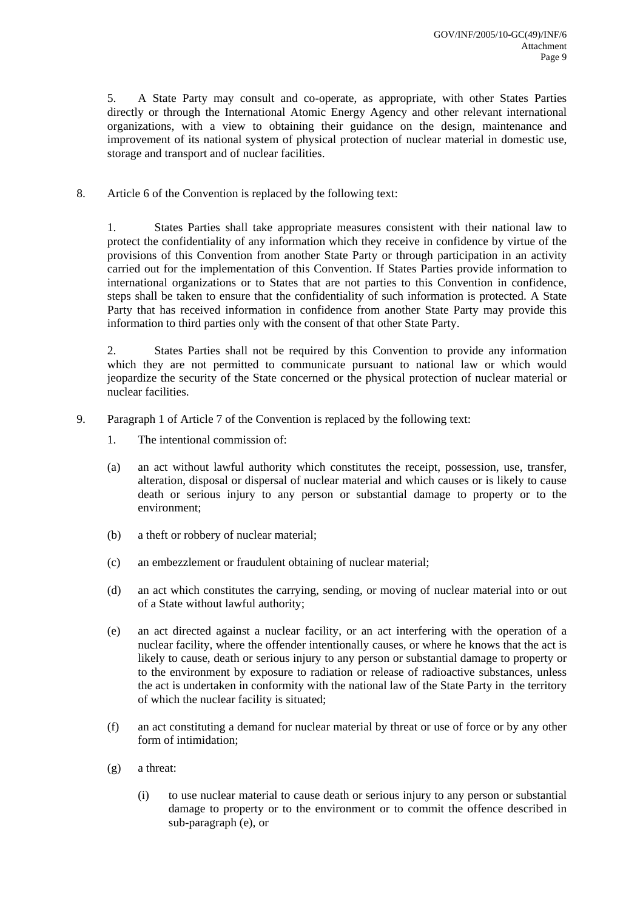5. A State Party may consult and co-operate, as appropriate, with other States Parties directly or through the International Atomic Energy Agency and other relevant international organizations, with a view to obtaining their guidance on the design, maintenance and improvement of its national system of physical protection of nuclear material in domestic use, storage and transport and of nuclear facilities.

8. Article 6 of the Convention is replaced by the following text:

1. States Parties shall take appropriate measures consistent with their national law to protect the confidentiality of any information which they receive in confidence by virtue of the provisions of this Convention from another State Party or through participation in an activity carried out for the implementation of this Convention. If States Parties provide information to international organizations or to States that are not parties to this Convention in confidence, steps shall be taken to ensure that the confidentiality of such information is protected. A State Party that has received information in confidence from another State Party may provide this information to third parties only with the consent of that other State Party.

2. States Parties shall not be required by this Convention to provide any information which they are not permitted to communicate pursuant to national law or which would jeopardize the security of the State concerned or the physical protection of nuclear material or nuclear facilities.

9. Paragraph 1 of Article 7 of the Convention is replaced by the following text:

1. The intentional commission of:

(a) an act without lawful authority which constitutes the receipt, possession, use, transfer, alteration, disposal or dispersal of nuclear material and which causes or is likely to cause death or serious injury to any person or substantial damage to property or to the environment;

(b) a theft or robbery of nuclear material;

(c) an embezzlement or fraudulent obtaining of nuclear material;

(d) an act which constitutes the carrying, sending, or moving of nuclear material into or out of a State without lawful authority;

(e) an act directed against a nuclear facility, or an act interfering with the operation of a nuclear facility, where the offender intentionally causes, or where he knows that the act is likely to cause, death or serious injury to any person or substantial damage to property or to the environment by exposure to radiation or release of radioactive substances, unless the act is undertaken in conformity with the national law of the State Party in the territory of which the nuclear facility is situated;

(f) an act constituting a demand for nuclear material by threat or use of force or by any other form of intimidation;

(g) a threat:

(i) to use nuclear material to cause death or serious injury to any person or substantial damage to property or to the environment or to commit the offence described in sub-paragraph (e), or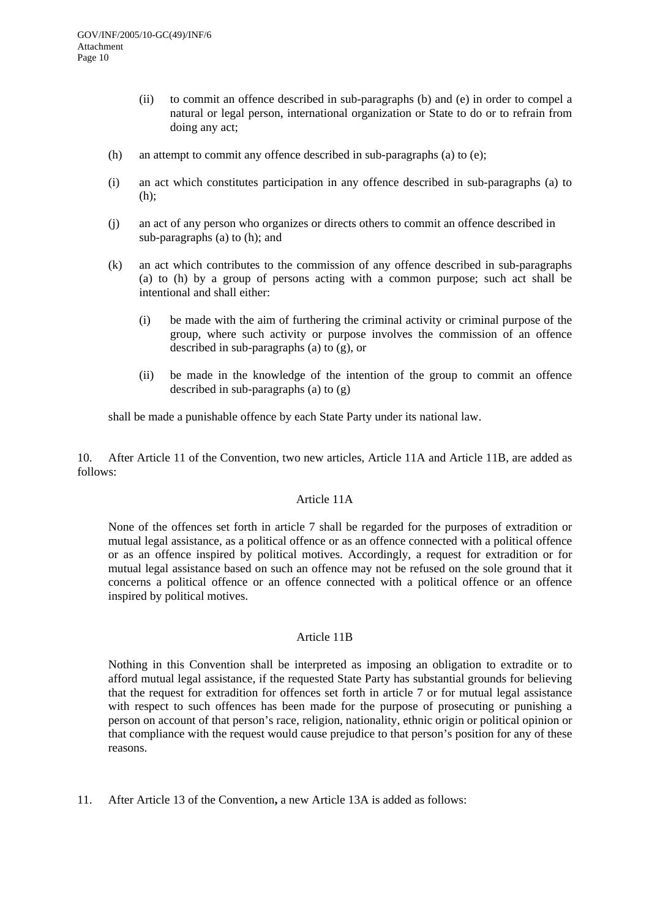(ii) to commit an offence described in sub-paragraphs (b) and (e) in order to compel a natural or legal person, international organization or State to do or to refrain from doing any act;

(h) an attempt to commit any offence described in sub-paragraphs (a) to (e);

(i) an act which constitutes participation in any offence described in sub-paragraphs (a) to (h);

(j) an act of any person who organizes or directs others to commit an offence described in sub-paragraphs (a) to (h); and

(k) an act which contributes to the commission of any offence described in sub-paragraphs (a) to (h) by a group of persons acting with a common purpose; such act shall be intentional and shall either:

(i) be made with the aim of furthering the criminal activity or criminal purpose of the group, where such activity or purpose involves the commission of an offence described in sub-paragraphs (a) to (g), or

(ii) be made in the knowledge of the intention of the group to commit an offence described in sub-paragraphs (a) to (g)

shall be made a punishable offence by each State Party under its national law.

10. After Article 11 of the Convention, two new articles, Article 11A and Article 11B, are added as follows:

Article 11A

None of the offences set forth in article 7 shall be regarded for the purposes of extradition or mutual legal assistance, as a political offence or as an offence connected with a political offence or as an offence inspired by political motives. Accordingly, a request for extradition or for mutual legal assistance based on such an offence may not be refused on the sole ground that it concerns a political offence or an offence connected with a political offence or an offence inspired by political motives.

Article 11B

Nothing in this Convention shall be interpreted as imposing an obligation to extradite or to afford mutual legal assistance, if the requested State Party has substantial grounds for believing that the request for extradition for offences set forth in article 7 or for mutual legal assistance with respect to such offences has been made for the purpose of prosecuting or punishing a person on account of that person's race, religion, nationality, ethnic origin or political opinion or that compliance with the request would cause prejudice to that person's position for any of these reasons.

11. After Article 13 of the Convention, a new Article 13A is added as follows: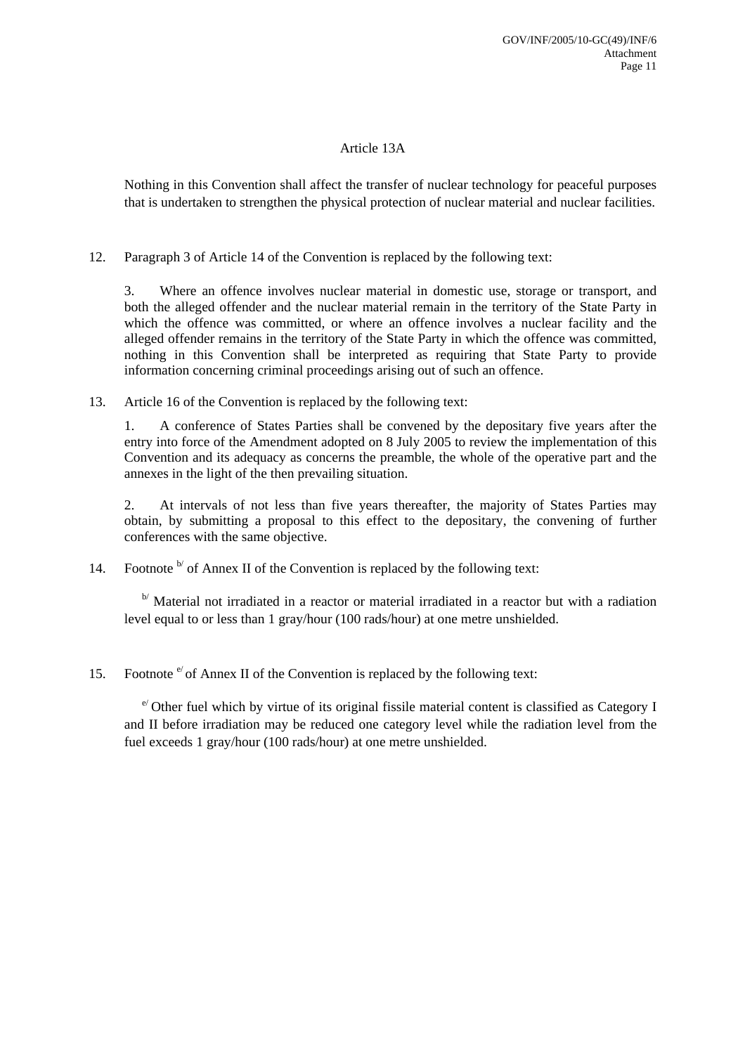Article 13A

Nothing in this Convention shall affect the transfer of nuclear technology for peaceful purposes that is undertaken to strengthen the physical protection of nuclear material and nuclear facilities.

12. Paragraph 3 of Article 14 of the Convention is replaced by the following text:

    3. Where an offence involves nuclear material in domestic use, storage or transport, and both the alleged offender and the nuclear material remain in the territory of the State Party in which the offence was committed, or where an offence involves a nuclear facility and the alleged offender remains in the territory of the State Party in which the offence was committed, nothing in this Convention shall be interpreted as requiring that State Party to provide information concerning criminal proceedings arising out of such an offence.

13. Article 16 of the Convention is replaced by the following text:

    1. A conference of States Parties shall be convened by the depositary five years after the entry into force of the Amendment adopted on 8 July 2005 to review the implementation of this Convention and its adequacy as concerns the preamble, the whole of the operative part and the annexes in the light of the then prevailing situation.

    2. At intervals of not less than five years thereafter, the majority of States Parties may obtain, by submitting a proposal to this effect to the depositary, the convening of further conferences with the same objective.

14. Footnote [b/] of Annex II of the Convention is replaced by the following text:

    [b/] Material not irradiated in a reactor or material irradiated in a reactor but with a radiation level equal to or less than 1 gray/hour (100 rads/hour) at one metre unshielded.

15. Footnote [e/] of Annex II of the Convention is replaced by the following text:

    [e/] Other fuel which by virtue of its original fissile material content is classified as Category I and II before irradiation may be reduced one category level while the radiation level from the fuel exceeds 1 gray/hour (100 rads/hour) at one metre unshielded.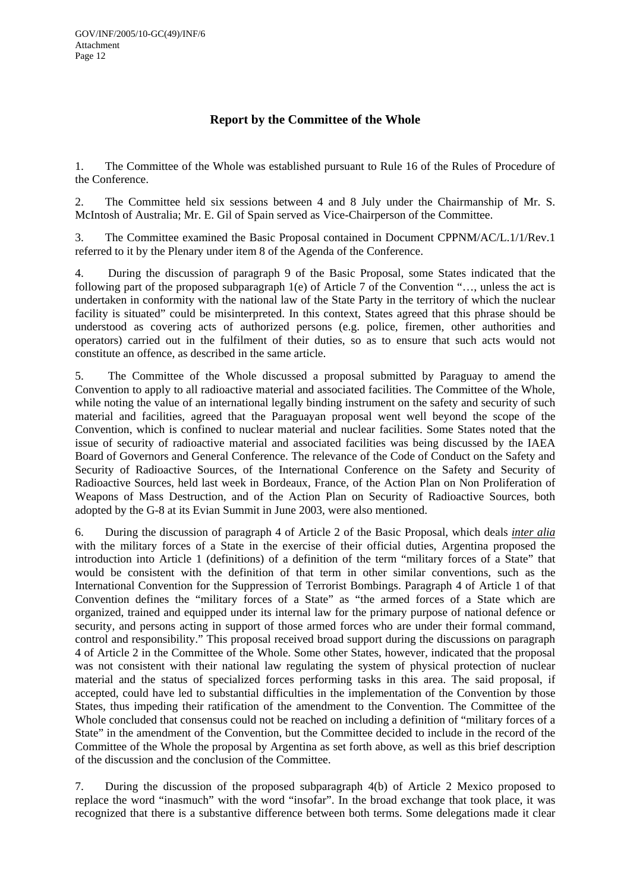## Report by the Committee of the Whole

1. The Committee of the Whole was established pursuant to Rule 16 of the Rules of Procedure of the Conference.

2. The Committee held six sessions between 4 and 8 July under the Chairmanship of Mr. S. McIntosh of Australia; Mr. E. Gil of Spain served as Vice-Chairperson of the Committee.

3. The Committee examined the Basic Proposal contained in Document CPPNM/AC/L.1/1/Rev.1 referred to it by the Plenary under item 8 of the Agenda of the Conference.

4. During the discussion of paragraph 9 of the Basic Proposal, some States indicated that the following part of the proposed subparagraph 1(e) of Article 7 of the Convention "…, unless the act is undertaken in conformity with the national law of the State Party in the territory of which the nuclear facility is situated" could be misinterpreted. In this context, States agreed that this phrase should be understood as covering acts of authorized persons (e.g. police, firemen, other authorities and operators) carried out in the fulfilment of their duties, so as to ensure that such acts would not constitute an offence, as described in the same article.

5. The Committee of the Whole discussed a proposal submitted by Paraguay to amend the Convention to apply to all radioactive material and associated facilities. The Committee of the Whole, while noting the value of an international legally binding instrument on the safety and security of such material and facilities, agreed that the Paraguayan proposal went well beyond the scope of the Convention, which is confined to nuclear material and nuclear facilities. Some States noted that the issue of security of radioactive material and associated facilities was being discussed by the IAEA Board of Governors and General Conference. The relevance of the Code of Conduct on the Safety and Security of Radioactive Sources, of the International Conference on the Safety and Security of Radioactive Sources, held last week in Bordeaux, France, of the Action Plan on Non Proliferation of Weapons of Mass Destruction, and of the Action Plan on Security of Radioactive Sources, both adopted by the G-8 at its Evian Summit in June 2003, were also mentioned.

6. During the discussion of paragraph 4 of Article 2 of the Basic Proposal, which deals *inter alia* with the military forces of a State in the exercise of their official duties, Argentina proposed the introduction into Article 1 (definitions) of a definition of the term "military forces of a State" that would be consistent with the definition of that term in other similar conventions, such as the International Convention for the Suppression of Terrorist Bombings. Paragraph 4 of Article 1 of that Convention defines the "military forces of a State" as "the armed forces of a State which are organized, trained and equipped under its internal law for the primary purpose of national defence or security, and persons acting in support of those armed forces who are under their formal command, control and responsibility." This proposal received broad support during the discussions on paragraph 4 of Article 2 in the Committee of the Whole. Some other States, however, indicated that the proposal was not consistent with their national law regulating the system of physical protection of nuclear material and the status of specialized forces performing tasks in this area. The said proposal, if accepted, could have led to substantial difficulties in the implementation of the Convention by those States, thus impeding their ratification of the amendment to the Convention. The Committee of the Whole concluded that consensus could not be reached on including a definition of "military forces of a State" in the amendment of the Convention, but the Committee decided to include in the record of the Committee of the Whole the proposal by Argentina as set forth above, as well as this brief description of the discussion and the conclusion of the Committee.

7. During the discussion of the proposed subparagraph 4(b) of Article 2 Mexico proposed to replace the word "inasmuch" with the word "insofar". In the broad exchange that took place, it was recognized that there is a substantive difference between both terms. Some delegations made it clear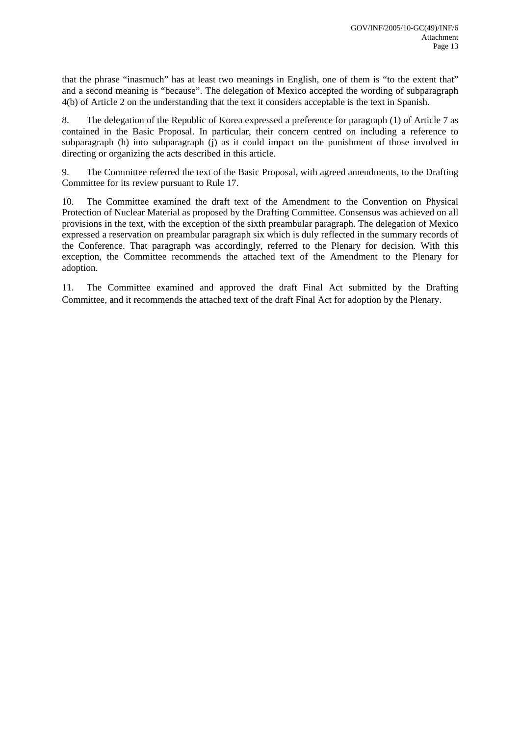that the phrase “inasmuch” has at least two meanings in English, one of them is “to the extent that” and a second meaning is “because”. The delegation of Mexico accepted the wording of subparagraph 4(b) of Article 2 on the understanding that the text it considers acceptable is the text in Spanish.

8. The delegation of the Republic of Korea expressed a preference for paragraph (1) of Article 7 as contained in the Basic Proposal. In particular, their concern centred on including a reference to subparagraph (h) into subparagraph (j) as it could impact on the punishment of those involved in directing or organizing the acts described in this article.

9. The Committee referred the text of the Basic Proposal, with agreed amendments, to the Drafting Committee for its review pursuant to Rule 17.

10. The Committee examined the draft text of the Amendment to the Convention on Physical Protection of Nuclear Material as proposed by the Drafting Committee. Consensus was achieved on all provisions in the text, with the exception of the sixth preambular paragraph. The delegation of Mexico expressed a reservation on preambular paragraph six which is duly reflected in the summary records of the Conference. That paragraph was accordingly, referred to the Plenary for decision. With this exception, the Committee recommends the attached text of the Amendment to the Plenary for adoption.

11. The Committee examined and approved the draft Final Act submitted by the Drafting Committee, and it recommends the attached text of the draft Final Act for adoption by the Plenary.